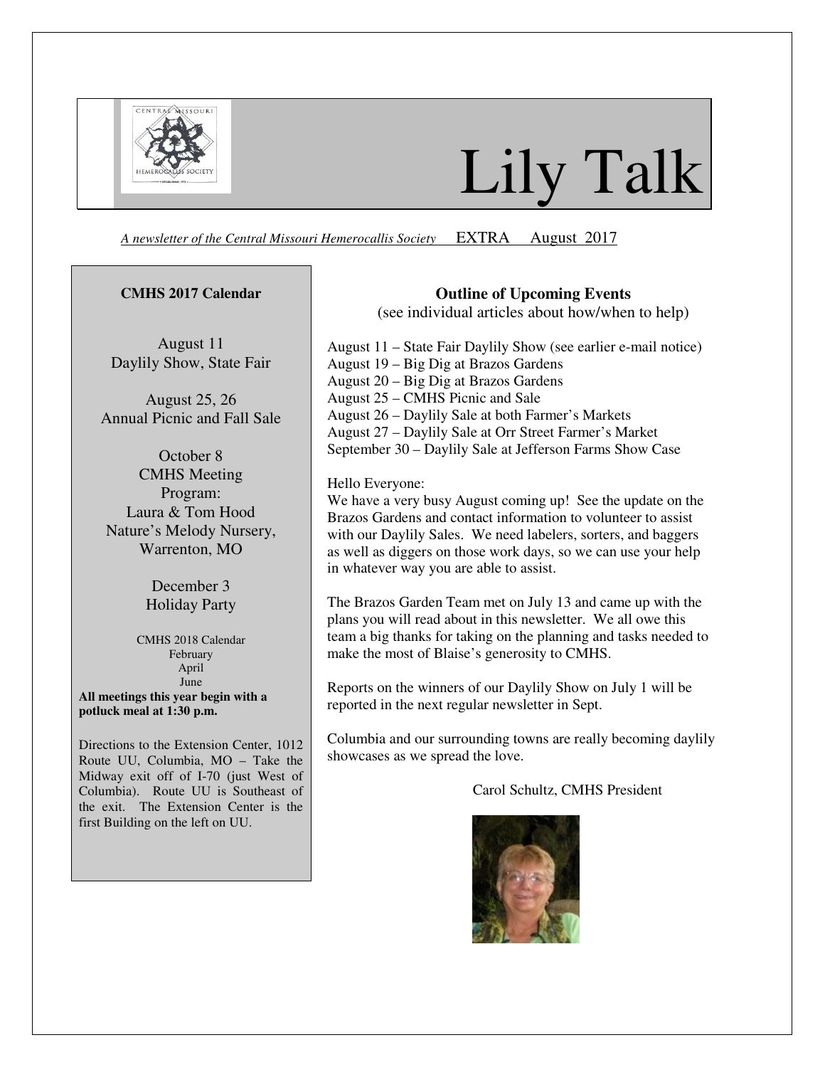# Lily Talk

*A newsletter of the Central Missouri Hemerocallis Society* EXTRA August 2017

**CMHS 2017 Calendar**

August 11
Daylily Show, State Fair

August 25, 26
Annual Picnic and Fall Sale

October 8
CMHS Meeting
Program:
Laura & Tom Hood
Nature's Melody Nursery,
Warrenton, MO

December 3
Holiday Party

CMHS 2018 Calendar
February
April
June

**All meetings this year begin with a potluck meal at 1:30 p.m.**

Directions to the Extension Center, 1012 Route UU, Columbia, MO – Take the Midway exit off of I-70 (just West of Columbia). Route UU is Southeast of the exit. The Extension Center is the first Building on the left on UU.

**Outline of Upcoming Events**
(see individual articles about how/when to help)

August 11 – State Fair Daylily Show (see earlier e-mail notice)
August 19 – Big Dig at Brazos Gardens
August 20 – Big Dig at Brazos Gardens
August 25 – CMHS Picnic and Sale
August 26 – Daylily Sale at both Farmer's Markets
August 27 – Daylily Sale at Orr Street Farmer's Market
September 30 – Daylily Sale at Jefferson Farms Show Case

Hello Everyone:
We have a very busy August coming up! See the update on the Brazos Gardens and contact information to volunteer to assist with our Daylily Sales. We need labelers, sorters, and baggers as well as diggers on those work days, so we can use your help in whatever way you are able to assist.

The Brazos Garden Team met on July 13 and came up with the plans you will read about in this newsletter. We all owe this team a big thanks for taking on the planning and tasks needed to make the most of Blaise's generosity to CMHS.

Reports on the winners of our Daylily Show on July 1 will be reported in the next regular newsletter in Sept.

Columbia and our surrounding towns are really becoming daylily showcases as we spread the love.

Carol Schultz, CMHS President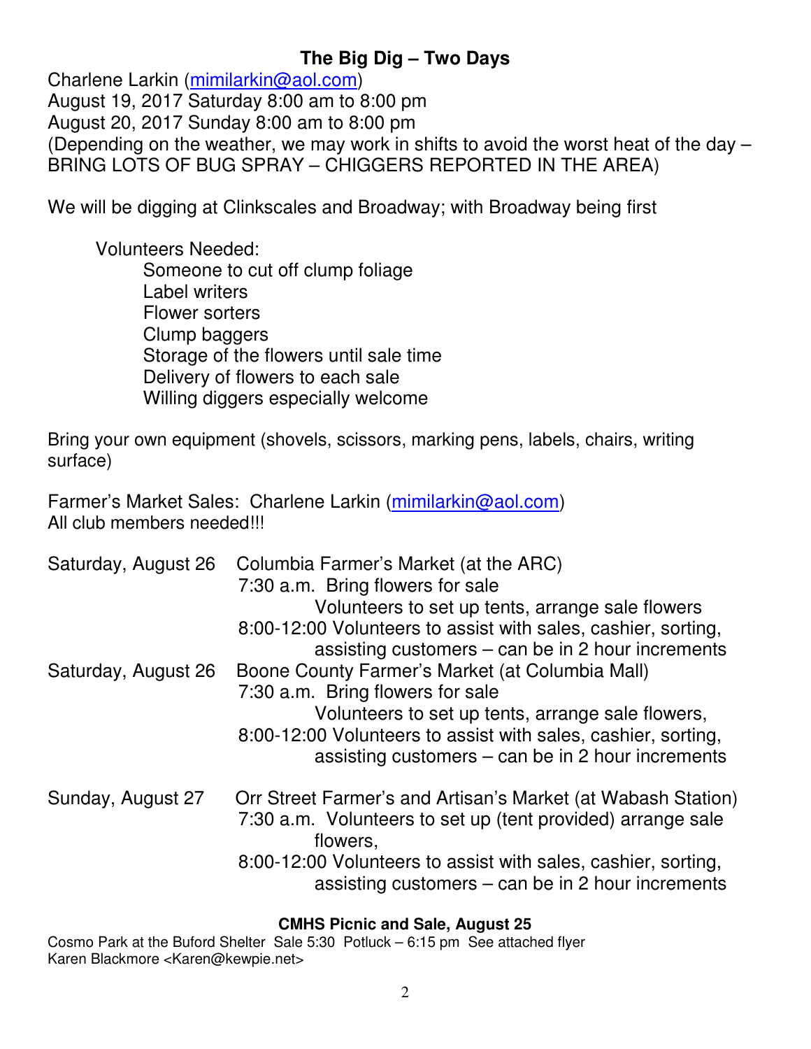## The Big Dig – Two Days

Charlene Larkin (mimilarkin@aol.com)
August 19, 2017 Saturday 8:00 am to 8:00 pm
August 20, 2017 Sunday 8:00 am to 8:00 pm
(Depending on the weather, we may work in shifts to avoid the worst heat of the day – BRING LOTS OF BUG SPRAY – CHIGGERS REPORTED IN THE AREA)

We will be digging at Clinkscales and Broadway; with Broadway being first

Volunteers Needed:

- Someone to cut off clump foliage
- Label writers
- Flower sorters
- Clump baggers
- Storage of the flowers until sale time
- Delivery of flowers to each sale
- Willing diggers especially welcome

Bring your own equipment (shovels, scissors, marking pens, labels, chairs, writing surface)

Farmer's Market Sales: Charlene Larkin (mimilarkin@aol.com)
All club members needed!!!

| | |
|---|---|
| Saturday, August 26 | Columbia Farmer's Market (at the ARC)<br>7:30 a.m. Bring flowers for sale<br>Volunteers to set up tents, arrange sale flowers<br>8:00-12:00 Volunteers to assist with sales, cashier, sorting, assisting customers – can be in 2 hour increments |
| Saturday, August 26 | Boone County Farmer's Market (at Columbia Mall)<br>7:30 a.m. Bring flowers for sale<br>Volunteers to set up tents, arrange sale flowers,<br>8:00-12:00 Volunteers to assist with sales, cashier, sorting, assisting customers – can be in 2 hour increments |
| Sunday, August 27 | Orr Street Farmer's and Artisan's Market (at Wabash Station)<br>7:30 a.m. Volunteers to set up (tent provided) arrange sale flowers,<br>8:00-12:00 Volunteers to assist with sales, cashier, sorting, assisting customers – can be in 2 hour increments |

**CMHS Picnic and Sale, August 25**

Cosmo Park at the Buford Shelter Sale 5:30 Potluck – 6:15 pm See attached flyer
Karen Blackmore <Karen@kewpie.net>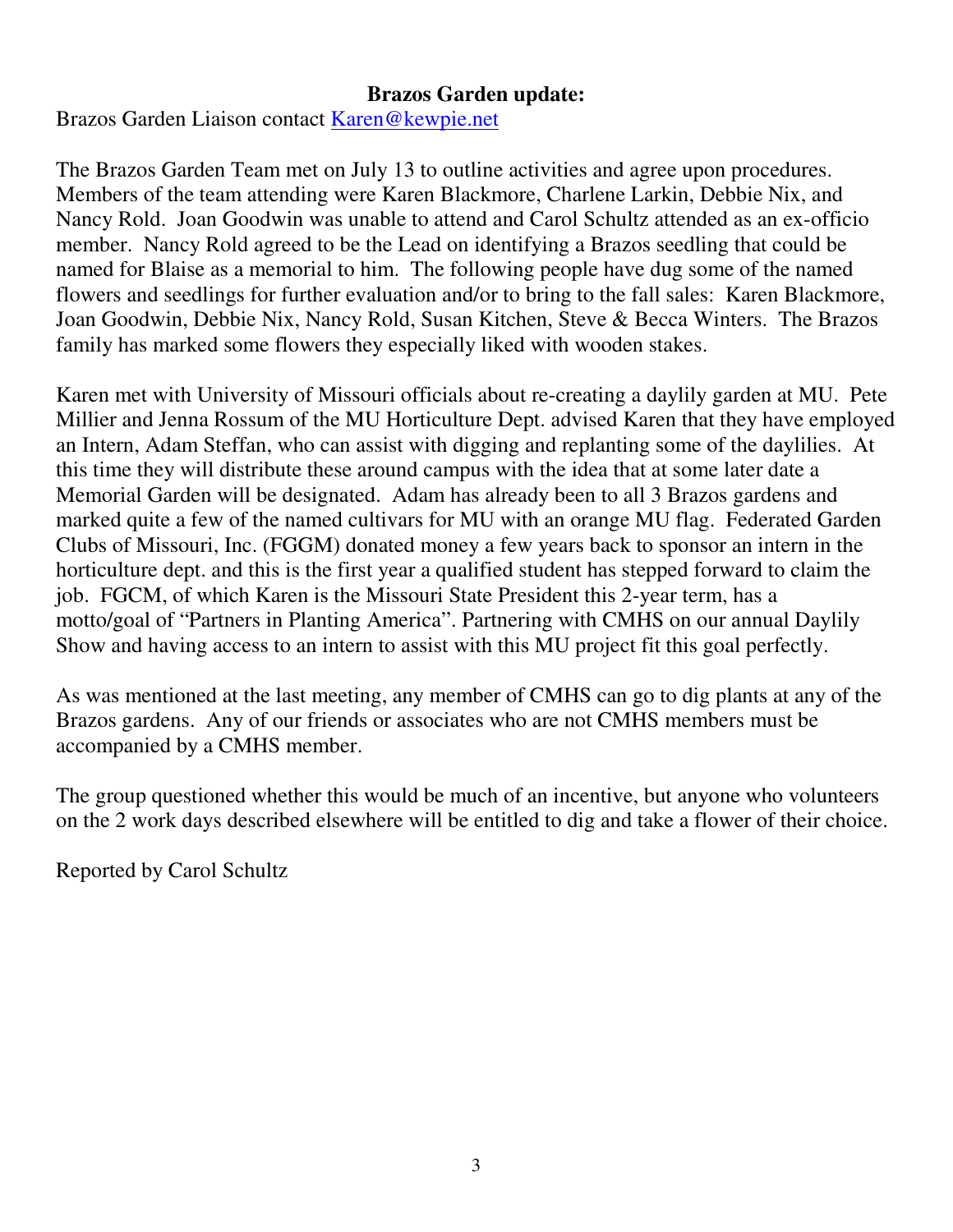**Brazos Garden update:**

Brazos Garden Liaison contact Karen@kewpie.net

The Brazos Garden Team met on July 13 to outline activities and agree upon procedures. Members of the team attending were Karen Blackmore, Charlene Larkin, Debbie Nix, and Nancy Rold. Joan Goodwin was unable to attend and Carol Schultz attended as an ex-officio member. Nancy Rold agreed to be the Lead on identifying a Brazos seedling that could be named for Blaise as a memorial to him. The following people have dug some of the named flowers and seedlings for further evaluation and/or to bring to the fall sales: Karen Blackmore, Joan Goodwin, Debbie Nix, Nancy Rold, Susan Kitchen, Steve & Becca Winters. The Brazos family has marked some flowers they especially liked with wooden stakes.

Karen met with University of Missouri officials about re-creating a daylily garden at MU. Pete Millier and Jenna Rossum of the MU Horticulture Dept. advised Karen that they have employed an Intern, Adam Steffan, who can assist with digging and replanting some of the daylilies. At this time they will distribute these around campus with the idea that at some later date a Memorial Garden will be designated. Adam has already been to all 3 Brazos gardens and marked quite a few of the named cultivars for MU with an orange MU flag. Federated Garden Clubs of Missouri, Inc. (FGGM) donated money a few years back to sponsor an intern in the horticulture dept. and this is the first year a qualified student has stepped forward to claim the job. FGCM, of which Karen is the Missouri State President this 2-year term, has a motto/goal of "Partners in Planting America". Partnering with CMHS on our annual Daylily Show and having access to an intern to assist with this MU project fit this goal perfectly.

As was mentioned at the last meeting, any member of CMHS can go to dig plants at any of the Brazos gardens. Any of our friends or associates who are not CMHS members must be accompanied by a CMHS member.

The group questioned whether this would be much of an incentive, but anyone who volunteers on the 2 work days described elsewhere will be entitled to dig and take a flower of their choice.

Reported by Carol Schultz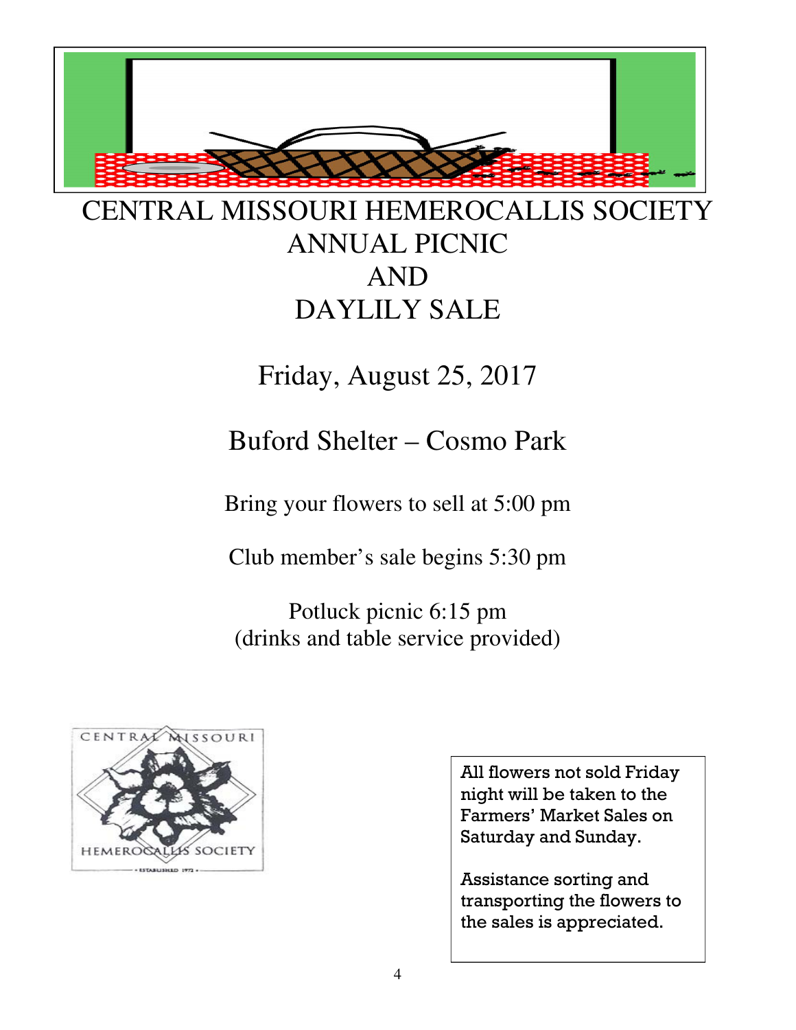# CENTRAL MISSOURI HEMEROCALLIS SOCIETY ANNUAL PICNIC AND DAYLILY SALE

Friday, August 25, 2017

Buford Shelter – Cosmo Park

Bring your flowers to sell at 5:00 pm

Club member's sale begins 5:30 pm

Potluck picnic 6:15 pm
(drinks and table service provided)

CENTRAL MISSOURI HEMEROCALLIS SOCIETY
ESTABLISHED 1972

All flowers not sold Friday night will be taken to the Farmers' Market Sales on Saturday and Sunday.

Assistance sorting and transporting the flowers to the sales is appreciated.